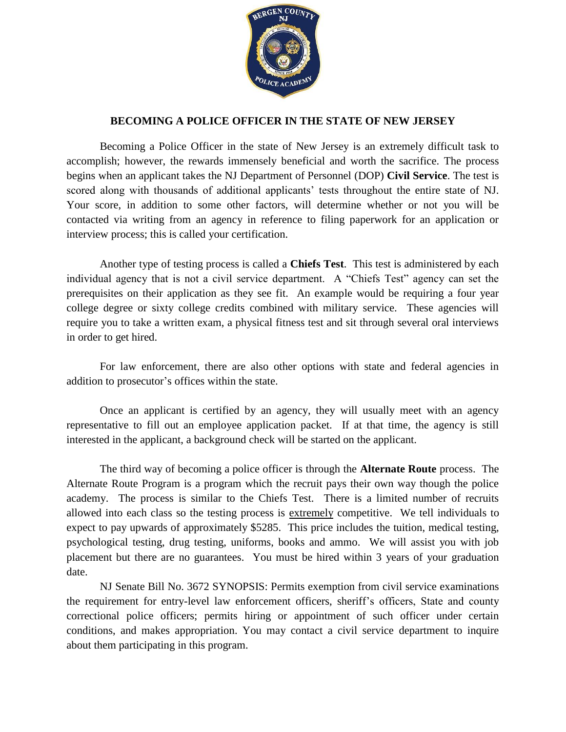# BECOMING A POLICE OFFICER IN THE STATE OF NEW JERSEY

Becoming a Police Officer in the state of New Jersey is an extremely difficult task to accomplish; however, the rewards immensely beneficial and worth the sacrifice. The process begins when an applicant takes the NJ Department of Personnel (DOP) **Civil Service**. The test is scored along with thousands of additional applicants' tests throughout the entire state of NJ. Your score, in addition to some other factors, will determine whether or not you will be contacted via writing from an agency in reference to filing paperwork for an application or interview process; this is called your certification.

Another type of testing process is called a **Chiefs Test**. This test is administered by each individual agency that is not a civil service department. A "Chiefs Test" agency can set the prerequisites on their application as they see fit. An example would be requiring a four year college degree or sixty college credits combined with military service. These agencies will require you to take a written exam, a physical fitness test and sit through several oral interviews in order to get hired.

For law enforcement, there are also other options with state and federal agencies in addition to prosecutor's offices within the state.

Once an applicant is certified by an agency, they will usually meet with an agency representative to fill out an employee application packet. If at that time, the agency is still interested in the applicant, a background check will be started on the applicant.

The third way of becoming a police officer is through the **Alternate Route** process. The Alternate Route Program is a program which the recruit pays their own way though the police academy. The process is similar to the Chiefs Test. There is a limited number of recruits allowed into each class so the testing process is extremely competitive. We tell individuals to expect to pay upwards of approximately $5285. This price includes the tuition, medical testing, psychological testing, drug testing, uniforms, books and ammo. We will assist you with job placement but there are no guarantees. You must be hired within 3 years of your graduation date.

NJ Senate Bill No. 3672 SYNOPSIS: Permits exemption from civil service examinations the requirement for entry-level law enforcement officers, sheriff's officers, State and county correctional police officers; permits hiring or appointment of such officer under certain conditions, and makes appropriation. You may contact a civil service department to inquire about them participating in this program.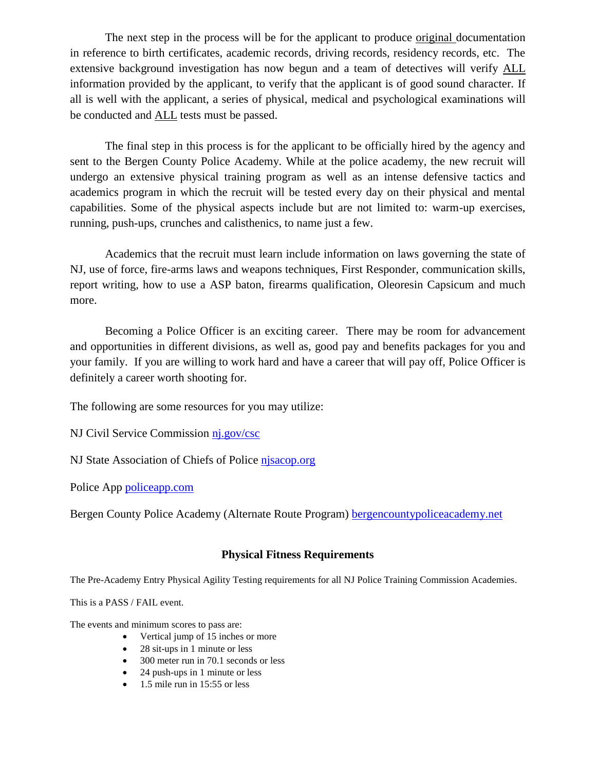The next step in the process will be for the applicant to produce original documentation in reference to birth certificates, academic records, driving records, residency records, etc. The extensive background investigation has now begun and a team of detectives will verify ALL information provided by the applicant, to verify that the applicant is of good sound character. If all is well with the applicant, a series of physical, medical and psychological examinations will be conducted and ALL tests must be passed.

The final step in this process is for the applicant to be officially hired by the agency and sent to the Bergen County Police Academy. While at the police academy, the new recruit will undergo an extensive physical training program as well as an intense defensive tactics and academics program in which the recruit will be tested every day on their physical and mental capabilities. Some of the physical aspects include but are not limited to: warm-up exercises, running, push-ups, crunches and calisthenics, to name just a few.

Academics that the recruit must learn include information on laws governing the state of NJ, use of force, fire-arms laws and weapons techniques, First Responder, communication skills, report writing, how to use a ASP baton, firearms qualification, Oleoresin Capsicum and much more.

Becoming a Police Officer is an exciting career. There may be room for advancement and opportunities in different divisions, as well as, good pay and benefits packages for you and your family. If you are willing to work hard and have a career that will pay off, Police Officer is definitely a career worth shooting for.

The following are some resources for you may utilize:

NJ Civil Service Commission [nj.gov/csc](nj.gov/csc)

NJ State Association of Chiefs of Police [njsacop.org](njsacop.org)

Police App [policeapp.com](policeapp.com)

Bergen County Police Academy (Alternate Route Program) [bergencountypoliceacademy.net](bergencountypoliceacademy.net)

## Physical Fitness Requirements

The Pre-Academy Entry Physical Agility Testing requirements for all NJ Police Training Commission Academies.

This is a PASS / FAIL event.

The events and minimum scores to pass are:

- Vertical jump of 15 inches or more
- 28 sit-ups in 1 minute or less
- 300 meter run in 70.1 seconds or less
- 24 push-ups in 1 minute or less
- 1.5 mile run in 15:55 or less